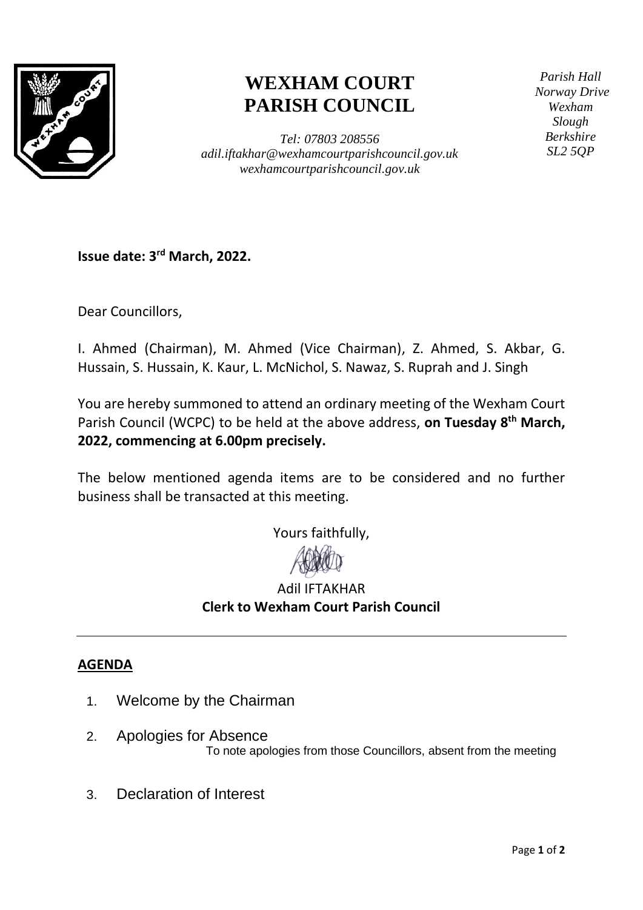# WEXHAM COURT PARISH COUNCIL

*Tel: 07803 208556*
*adil.iftakhar@wexhamcourtparishcouncil.gov.uk*
*wexhamcourtparishcouncil.gov.uk*

*Parish Hall*
*Norway Drive*
*Wexham*
*Slough*
*Berkshire*
*SL2 5QP*

**Issue date: 3rd March, 2022.**

Dear Councillors,

I. Ahmed (Chairman), M. Ahmed (Vice Chairman), Z. Ahmed, S. Akbar, G. Hussain, S. Hussain, K. Kaur, L. McNichol, S. Nawaz, S. Ruprah and J. Singh

You are hereby summoned to attend an ordinary meeting of the Wexham Court Parish Council (WCPC) to be held at the above address, **on Tuesday 8th March, 2022, commencing at 6.00pm precisely.**

The below mentioned agenda items are to be considered and no further business shall be transacted at this meeting.

Yours faithfully,

Adil IFTAKHAR
**Clerk to Wexham Court Parish Council**

---

## AGENDA

1. Welcome by the Chairman

2. Apologies for Absence
   To note apologies from those Councillors, absent from the meeting

3. Declaration of Interest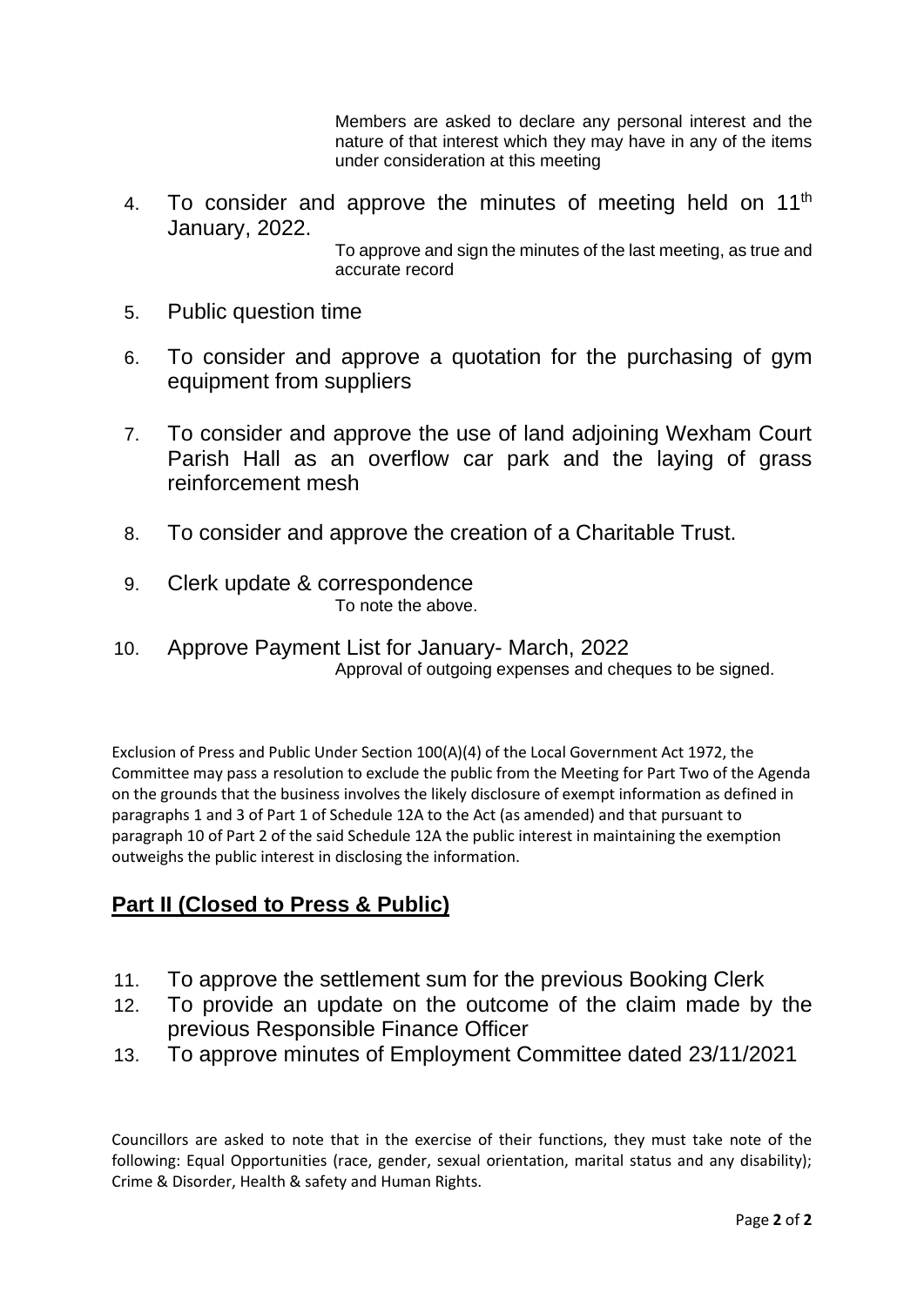Members are asked to declare any personal interest and the nature of that interest which they may have in any of the items under consideration at this meeting

4. To consider and approve the minutes of meeting held on 11th January, 2022.

   To approve and sign the minutes of the last meeting, as true and accurate record

5. Public question time

6. To consider and approve a quotation for the purchasing of gym equipment from suppliers

7. To consider and approve the use of land adjoining Wexham Court Parish Hall as an overflow car park and the laying of grass reinforcement mesh

8. To consider and approve the creation of a Charitable Trust.

9. Clerk update & correspondence

   To note the above.

10. Approve Payment List for January- March, 2022

    Approval of outgoing expenses and cheques to be signed.

Exclusion of Press and Public Under Section 100(A)(4) of the Local Government Act 1972, the Committee may pass a resolution to exclude the public from the Meeting for Part Two of the Agenda on the grounds that the business involves the likely disclosure of exempt information as defined in paragraphs 1 and 3 of Part 1 of Schedule 12A to the Act (as amended) and that pursuant to paragraph 10 of Part 2 of the said Schedule 12A the public interest in maintaining the exemption outweighs the public interest in disclosing the information.

## Part II (Closed to Press & Public)

11. To approve the settlement sum for the previous Booking Clerk
12. To provide an update on the outcome of the claim made by the previous Responsible Finance Officer
13. To approve minutes of Employment Committee dated 23/11/2021

Councillors are asked to note that in the exercise of their functions, they must take note of the following: Equal Opportunities (race, gender, sexual orientation, marital status and any disability); Crime & Disorder, Health & safety and Human Rights.